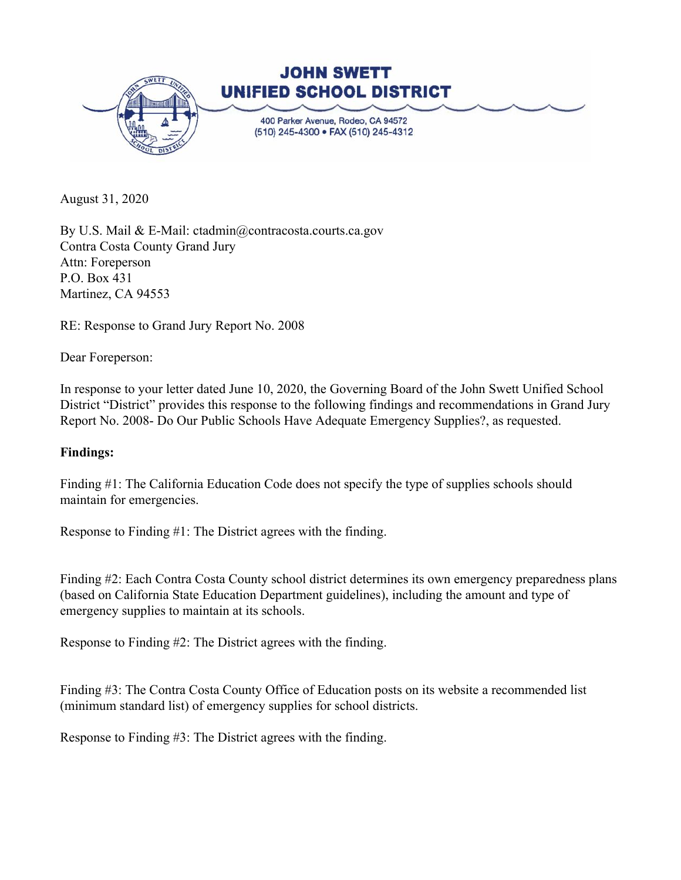**JOHN SWETT UNIFIED SCHOOL DISTRICT**

400 Parker Avenue, Rodeo, CA 94572
(510) 245-4300 • FAX (510) 245-4312

August 31, 2020

By U.S. Mail & E-Mail: ctadmin@contracosta.courts.ca.gov
Contra Costa County Grand Jury
Attn: Foreperson
P.O. Box 431
Martinez, CA 94553

RE: Response to Grand Jury Report No. 2008

Dear Foreperson:

In response to your letter dated June 10, 2020, the Governing Board of the John Swett Unified School District "District" provides this response to the following findings and recommendations in Grand Jury Report No. 2008- Do Our Public Schools Have Adequate Emergency Supplies?, as requested.

**Findings:**

Finding #1: The California Education Code does not specify the type of supplies schools should maintain for emergencies.

Response to Finding #1: The District agrees with the finding.

Finding #2: Each Contra Costa County school district determines its own emergency preparedness plans (based on California State Education Department guidelines), including the amount and type of emergency supplies to maintain at its schools.

Response to Finding #2: The District agrees with the finding.

Finding #3: The Contra Costa County Office of Education posts on its website a recommended list (minimum standard list) of emergency supplies for school districts.

Response to Finding #3: The District agrees with the finding.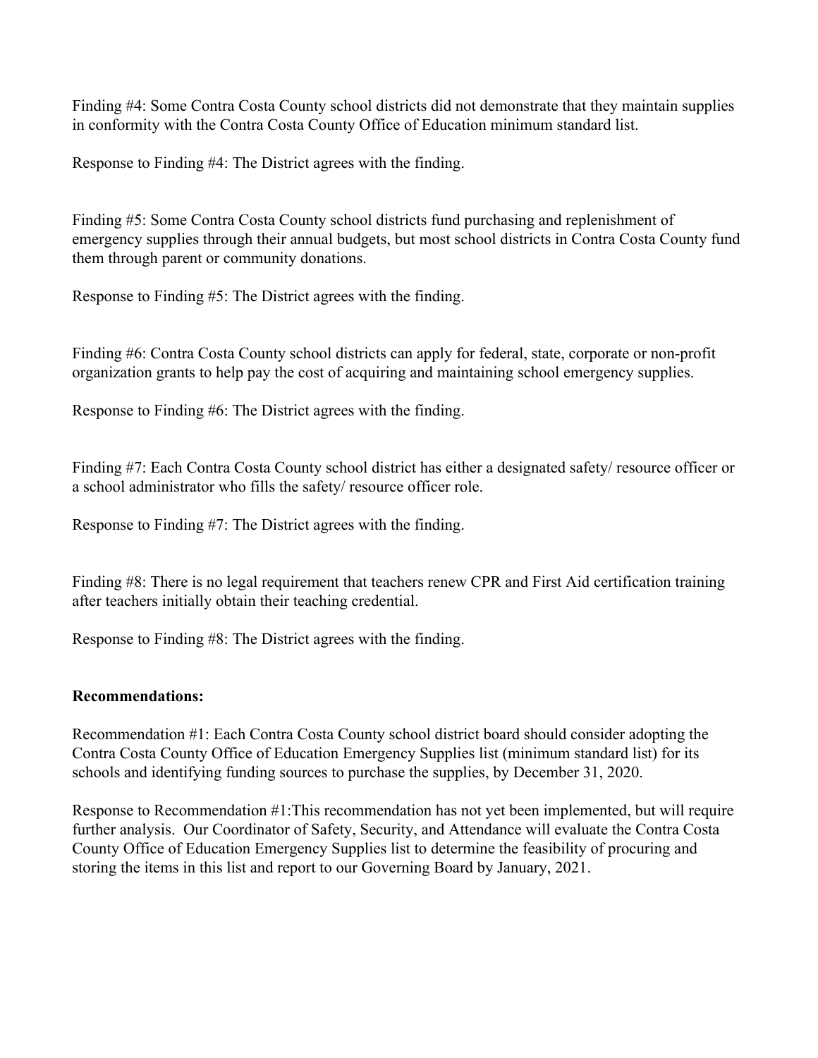Finding #4: Some Contra Costa County school districts did not demonstrate that they maintain supplies in conformity with the Contra Costa County Office of Education minimum standard list.

Response to Finding #4: The District agrees with the finding.

Finding #5: Some Contra Costa County school districts fund purchasing and replenishment of emergency supplies through their annual budgets, but most school districts in Contra Costa County fund them through parent or community donations.

Response to Finding #5: The District agrees with the finding.

Finding #6: Contra Costa County school districts can apply for federal, state, corporate or non-profit organization grants to help pay the cost of acquiring and maintaining school emergency supplies.

Response to Finding #6: The District agrees with the finding.

Finding #7: Each Contra Costa County school district has either a designated safety/ resource officer or a school administrator who fills the safety/ resource officer role.

Response to Finding #7: The District agrees with the finding.

Finding #8: There is no legal requirement that teachers renew CPR and First Aid certification training after teachers initially obtain their teaching credential.

Response to Finding #8: The District agrees with the finding.

**Recommendations:**

Recommendation #1: Each Contra Costa County school district board should consider adopting the Contra Costa County Office of Education Emergency Supplies list (minimum standard list) for its schools and identifying funding sources to purchase the supplies, by December 31, 2020.

Response to Recommendation #1:This recommendation has not yet been implemented, but will require further analysis. Our Coordinator of Safety, Security, and Attendance will evaluate the Contra Costa County Office of Education Emergency Supplies list to determine the feasibility of procuring and storing the items in this list and report to our Governing Board by January, 2021.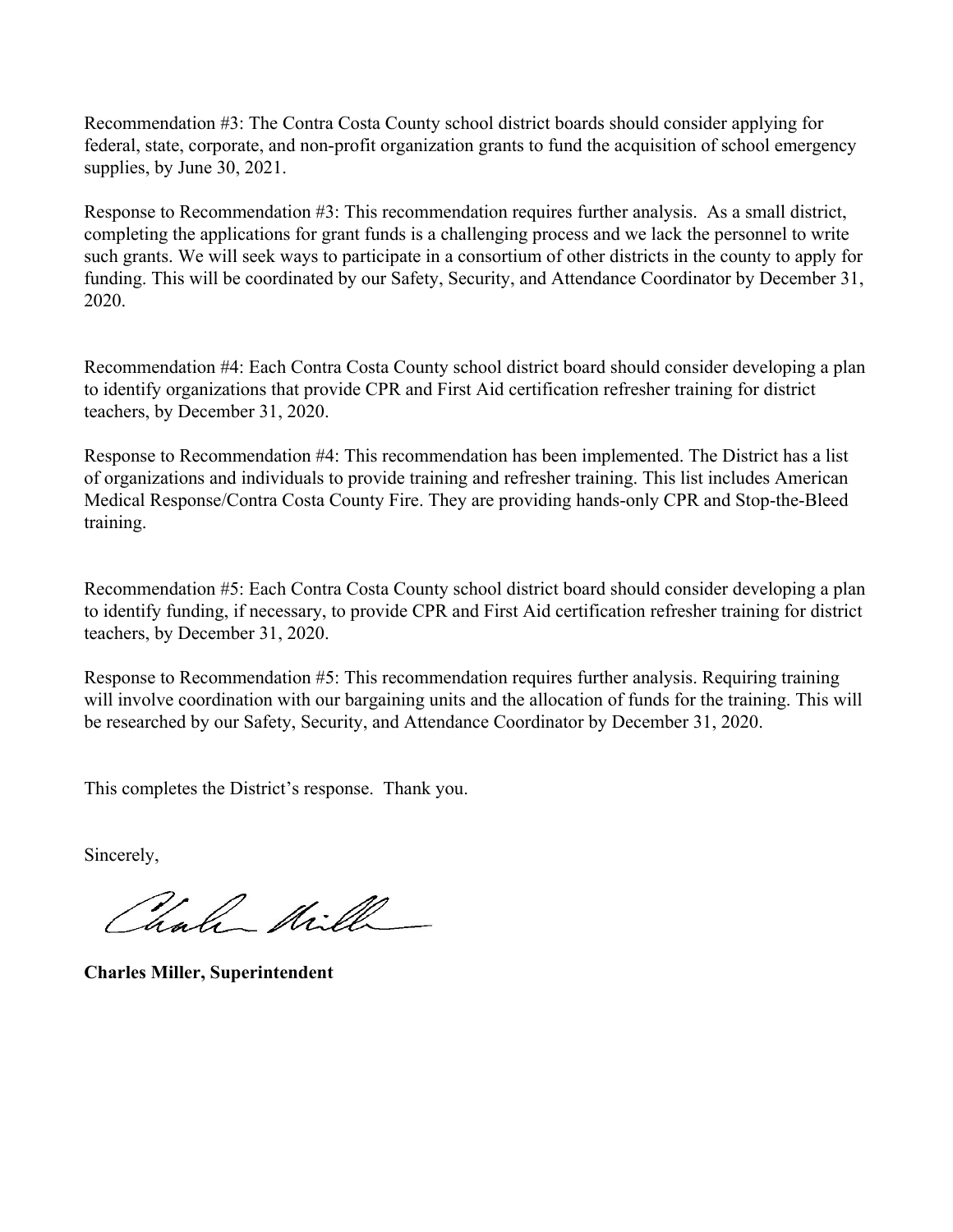Recommendation #3: The Contra Costa County school district boards should consider applying for federal, state, corporate, and non-profit organization grants to fund the acquisition of school emergency supplies, by June 30, 2021.

Response to Recommendation #3: This recommendation requires further analysis. As a small district, completing the applications for grant funds is a challenging process and we lack the personnel to write such grants. We will seek ways to participate in a consortium of other districts in the county to apply for funding. This will be coordinated by our Safety, Security, and Attendance Coordinator by December 31, 2020.

Recommendation #4: Each Contra Costa County school district board should consider developing a plan to identify organizations that provide CPR and First Aid certification refresher training for district teachers, by December 31, 2020.

Response to Recommendation #4: This recommendation has been implemented. The District has a list of organizations and individuals to provide training and refresher training. This list includes American Medical Response/Contra Costa County Fire. They are providing hands-only CPR and Stop-the-Bleed training.

Recommendation #5: Each Contra Costa County school district board should consider developing a plan to identify funding, if necessary, to provide CPR and First Aid certification refresher training for district teachers, by December 31, 2020.

Response to Recommendation #5: This recommendation requires further analysis. Requiring training will involve coordination with our bargaining units and the allocation of funds for the training. This will be researched by our Safety, Security, and Attendance Coordinator by December 31, 2020.

This completes the District's response. Thank you.

Sincerely,

**Charles Miller, Superintendent**